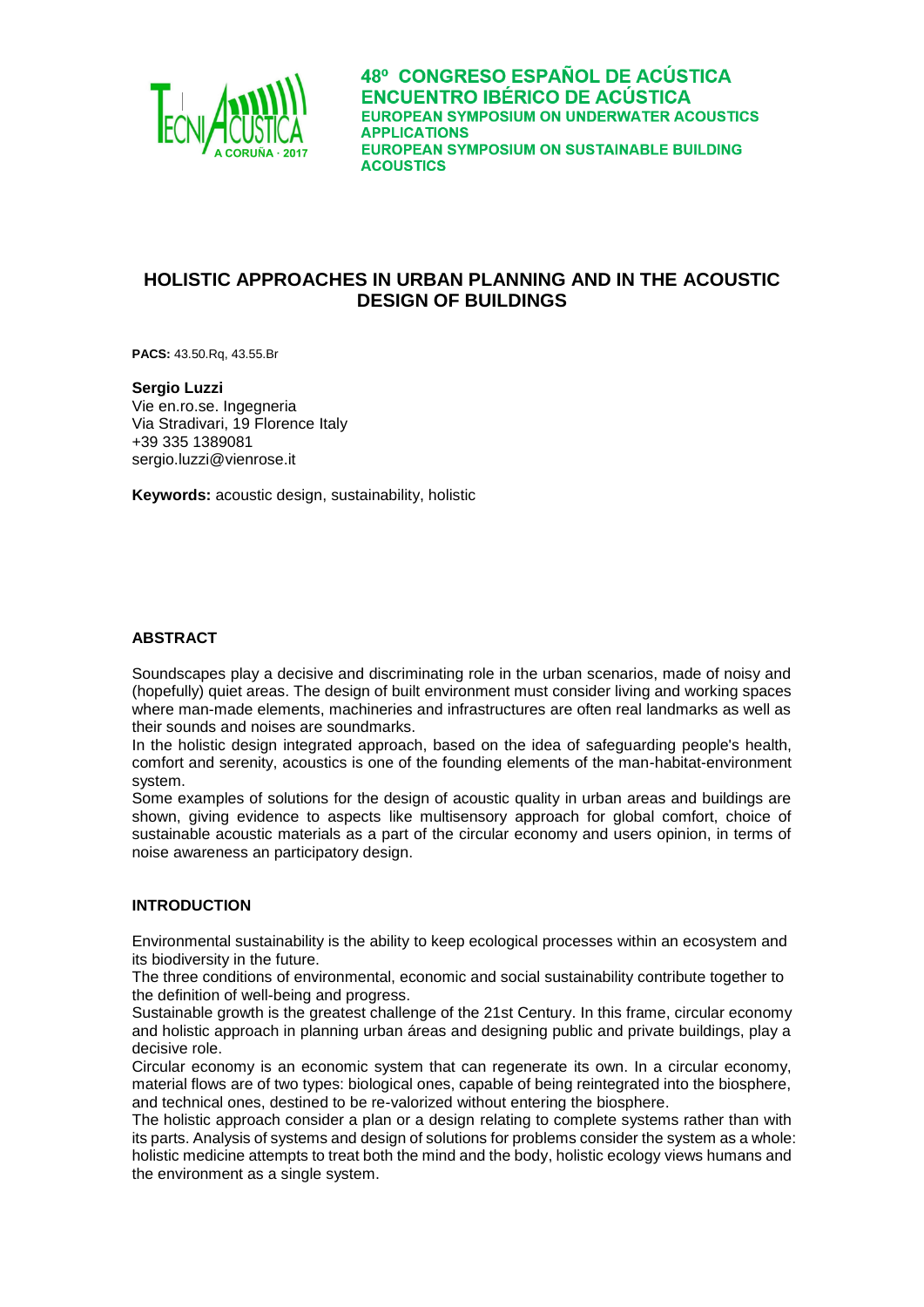# HOLISTIC APPROACHES IN URBAN PLANNING AND IN THE ACOUSTIC DESIGN OF BUILDINGS

**PACS:** 43.50.Rq, 43.55.Br

**Sergio Luzzi**
Vie en.ro.se. Ingegneria
Via Stradivari, 19 Florence Italy
+39 335 1389081
sergio.luzzi@vienrose.it

**Keywords:** acoustic design, sustainability, holistic

## ABSTRACT

Soundscapes play a decisive and discriminating role in the urban scenarios, made of noisy and (hopefully) quiet areas. The design of built environment must consider living and working spaces where man-made elements, machineries and infrastructures are often real landmarks as well as their sounds and noises are soundmarks.

In the holistic design integrated approach, based on the idea of safeguarding people's health, comfort and serenity, acoustics is one of the founding elements of the man-habitat-environment system.

Some examples of solutions for the design of acoustic quality in urban areas and buildings are shown, giving evidence to aspects like multisensory approach for global comfort, choice of sustainable acoustic materials as a part of the circular economy and users opinion, in terms of noise awareness an participatory design.

## INTRODUCTION

Environmental sustainability is the ability to keep ecological processes within an ecosystem and its biodiversity in the future.

The three conditions of environmental, economic and social sustainability contribute together to the definition of well-being and progress.

Sustainable growth is the greatest challenge of the 21st Century. In this frame, circular economy and holistic approach in planning urban áreas and designing public and private buildings, play a decisive role.

Circular economy is an economic system that can regenerate its own. In a circular economy, material flows are of two types: biological ones, capable of being reintegrated into the biosphere, and technical ones, destined to be re-valorized without entering the biosphere.

The holistic approach consider a plan or a design relating to complete systems rather than with its parts. Analysis of systems and design of solutions for problems consider the system as a whole: holistic medicine attempts to treat both the mind and the body, holistic ecology views humans and the environment as a single system.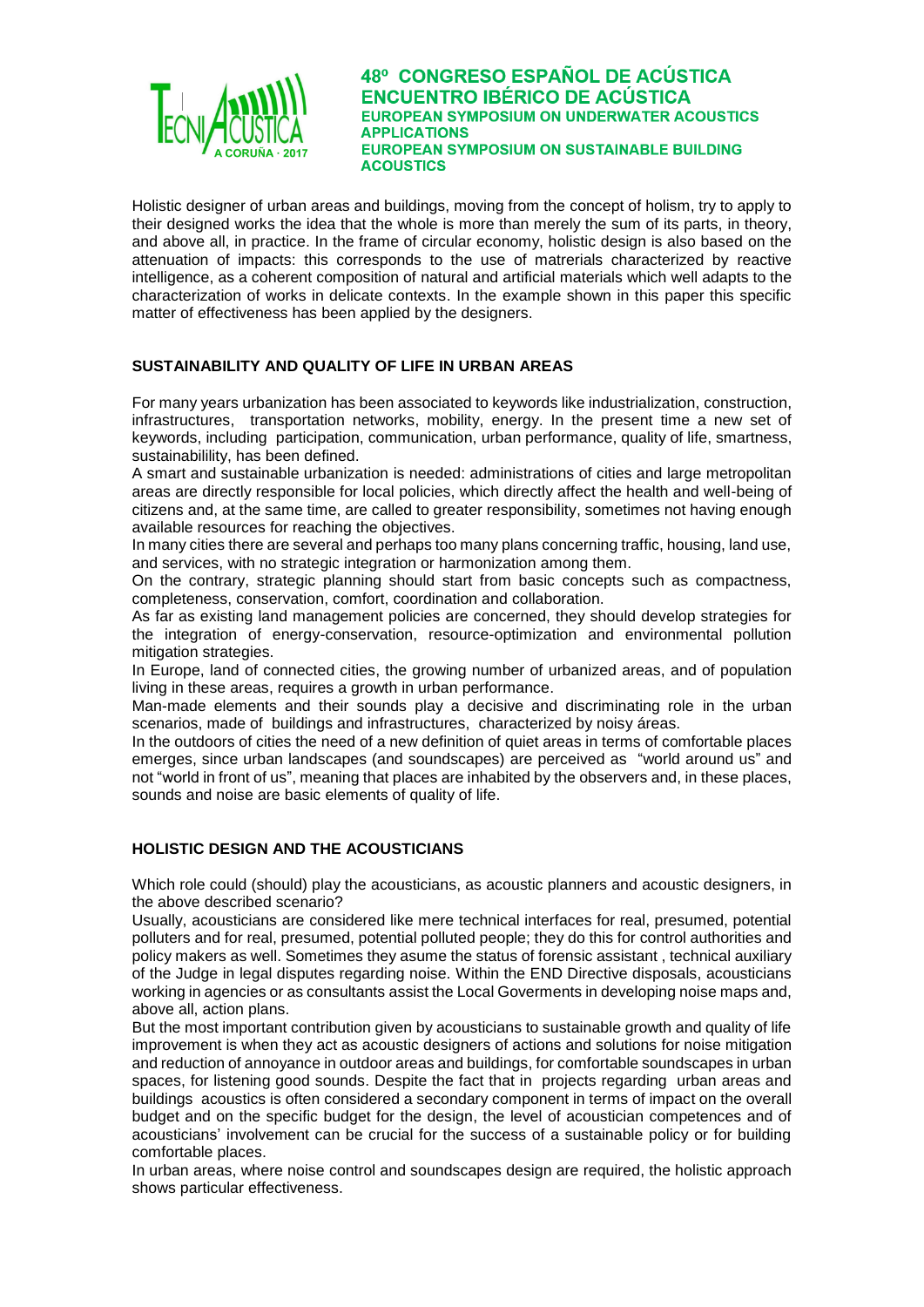Holistic designer of urban areas and buildings, moving from the concept of holism, try to apply to their designed works the idea that the whole is more than merely the sum of its parts, in theory, and above all, in practice. In the frame of circular economy, holistic design is also based on the attenuation of impacts: this corresponds to the use of matrerials characterized by reactive intelligence, as a coherent composition of natural and artificial materials which well adapts to the characterization of works in delicate contexts. In the example shown in this paper this specific matter of effectiveness has been applied by the designers.

## SUSTAINABILITY AND QUALITY OF LIFE IN URBAN AREAS

For many years urbanization has been associated to keywords like industrialization, construction, infrastructures, transportation networks, mobility, energy. In the present time a new set of keywords, including participation, communication, urban performance, quality of life, smartness, sustainabilility, has been defined.

A smart and sustainable urbanization is needed: administrations of cities and large metropolitan areas are directly responsible for local policies, which directly affect the health and well-being of citizens and, at the same time, are called to greater responsibility, sometimes not having enough available resources for reaching the objectives.

In many cities there are several and perhaps too many plans concerning traffic, housing, land use, and services, with no strategic integration or harmonization among them.

On the contrary, strategic planning should start from basic concepts such as compactness, completeness, conservation, comfort, coordination and collaboration.

As far as existing land management policies are concerned, they should develop strategies for the integration of energy-conservation, resource-optimization and environmental pollution mitigation strategies.

In Europe, land of connected cities, the growing number of urbanized areas, and of population living in these areas, requires a growth in urban performance.

Man-made elements and their sounds play a decisive and discriminating role in the urban scenarios, made of buildings and infrastructures, characterized by noisy áreas.

In the outdoors of cities the need of a new definition of quiet areas in terms of comfortable places emerges, since urban landscapes (and soundscapes) are perceived as "world around us" and not "world in front of us", meaning that places are inhabited by the observers and, in these places, sounds and noise are basic elements of quality of life.

## HOLISTIC DESIGN AND THE ACOUSTICIANS

Which role could (should) play the acousticians, as acoustic planners and acoustic designers, in the above described scenario?

Usually, acousticians are considered like mere technical interfaces for real, presumed, potential polluters and for real, presumed, potential polluted people; they do this for control authorities and policy makers as well. Sometimes they asume the status of forensic assistant , technical auxiliary of the Judge in legal disputes regarding noise. Within the END Directive disposals, acousticians working in agencies or as consultants assist the Local Goverments in developing noise maps and, above all, action plans.

But the most important contribution given by acousticians to sustainable growth and quality of life improvement is when they act as acoustic designers of actions and solutions for noise mitigation and reduction of annoyance in outdoor areas and buildings, for comfortable soundscapes in urban spaces, for listening good sounds. Despite the fact that in projects regarding urban areas and buildings acoustics is often considered a secondary component in terms of impact on the overall budget and on the specific budget for the design, the level of acoustician competences and of acousticians' involvement can be crucial for the success of a sustainable policy or for building comfortable places.

In urban areas, where noise control and soundscapes design are required, the holistic approach shows particular effectiveness.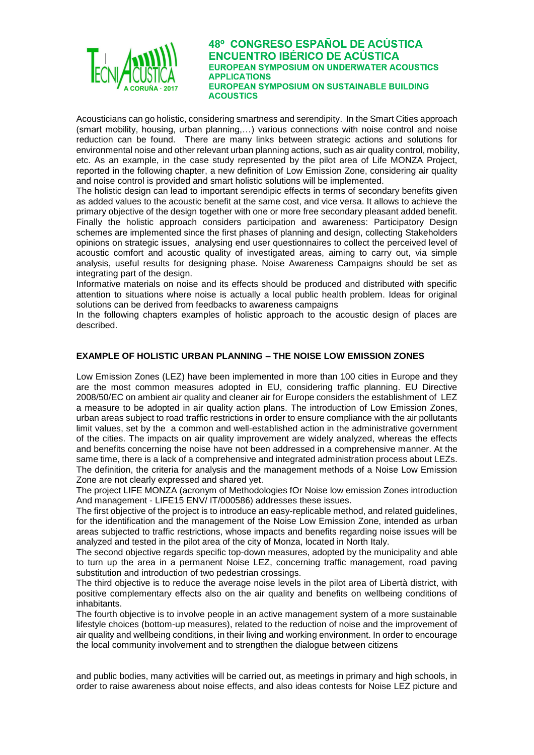Acousticians can go holistic, considering smartness and serendipity. In the Smart Cities approach (smart mobility, housing, urban planning,…) various connections with noise control and noise reduction can be found. There are many links between strategic actions and solutions for environmental noise and other relevant urban planning actions, such as air quality control, mobility, etc. As an example, in the case study represented by the pilot area of Life MONZA Project, reported in the following chapter, a new definition of Low Emission Zone, considering air quality and noise control is provided and smart holistic solutions will be implemented.

The holistic design can lead to important serendipic effects in terms of secondary benefits given as added values to the acoustic benefit at the same cost, and vice versa. It allows to achieve the primary objective of the design together with one or more free secondary pleasant added benefit. Finally the holistic approach considers participation and awareness: Participatory Design schemes are implemented since the first phases of planning and design, collecting Stakeholders opinions on strategic issues, analysing end user questionnaires to collect the perceived level of acoustic comfort and acoustic quality of investigated areas, aiming to carry out, via simple analysis, useful results for designing phase. Noise Awareness Campaigns should be set as integrating part of the design.

Informative materials on noise and its effects should be produced and distributed with specific attention to situations where noise is actually a local public health problem. Ideas for original solutions can be derived from feedbacks to awareness campaigns

In the following chapters examples of holistic approach to the acoustic design of places are described.

## EXAMPLE OF HOLISTIC URBAN PLANNING – THE NOISE LOW EMISSION ZONES

Low Emission Zones (LEZ) have been implemented in more than 100 cities in Europe and they are the most common measures adopted in EU, considering traffic planning. EU Directive 2008/50/EC on ambient air quality and cleaner air for Europe considers the establishment of LEZ a measure to be adopted in air quality action plans. The introduction of Low Emission Zones, urban areas subject to road traffic restrictions in order to ensure compliance with the air pollutants limit values, set by the a common and well-established action in the administrative government of the cities. The impacts on air quality improvement are widely analyzed, whereas the effects and benefits concerning the noise have not been addressed in a comprehensive manner. At the same time, there is a lack of a comprehensive and integrated administration process about LEZs. The definition, the criteria for analysis and the management methods of a Noise Low Emission Zone are not clearly expressed and shared yet.

The project LIFE MONZA (acronym of Methodologies fOr Noise low emission Zones introduction And management - LIFE15 ENV/ IT/000586) addresses these issues.

The first objective of the project is to introduce an easy-replicable method, and related guidelines, for the identification and the management of the Noise Low Emission Zone, intended as urban areas subjected to traffic restrictions, whose impacts and benefits regarding noise issues will be analyzed and tested in the pilot area of the city of Monza, located in North Italy.

The second objective regards specific top-down measures, adopted by the municipality and able to turn up the area in a permanent Noise LEZ, concerning traffic management, road paving substitution and introduction of two pedestrian crossings.

The third objective is to reduce the average noise levels in the pilot area of Libertà district, with positive complementary effects also on the air quality and benefits on wellbeing conditions of inhabitants.

The fourth objective is to involve people in an active management system of a more sustainable lifestyle choices (bottom-up measures), related to the reduction of noise and the improvement of air quality and wellbeing conditions, in their living and working environment. In order to encourage the local community involvement and to strengthen the dialogue between citizens and public bodies, many activities will be carried out, as meetings in primary and high schools, in order to raise awareness about noise effects, and also ideas contests for Noise LEZ picture and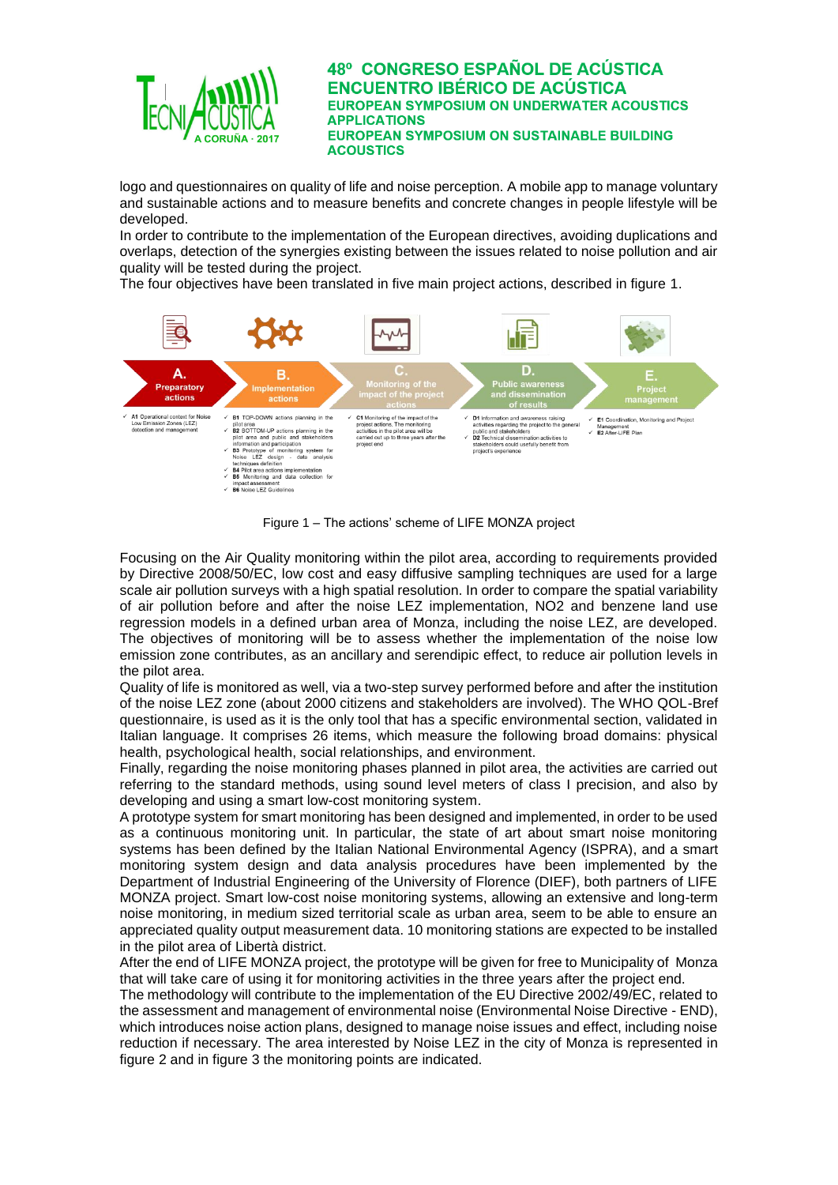logo and questionnaires on quality of life and noise perception. A mobile app to manage voluntary and sustainable actions and to measure benefits and concrete changes in people lifestyle will be developed.
In order to contribute to the implementation of the European directives, avoiding duplications and overlaps, detection of the synergies existing between the issues related to noise pollution and air quality will be tested during the project.
The four objectives have been translated in five main project actions, described in figure 1.

**A. Preparatory actions**
- A1 Operational context for Noise Low Emission Zones (LEZ) detection and management

**B. Implementation actions**
- B1 TOP-DOWN actions planning in the pilot area
- B2 BOTTOM-UP actions planning in the pilot area and public and stakeholders information and participation
- B3 Prototype of monitoring system for Noise LEZ design – data analysis techniques definition
- B4 Pilot area actions implementation
- B5 Monitoring and data collection for impact assessment
- B6 Noise LEZ Guidelines

**C. Monitoring of the impact of the project actions**
- C1 Monitoring of the impact of the project actions. The monitoring activities in the pilot area will be carried out up to three years after the project end

**D. Public awareness and dissemination of results**
- D1 Information and awareness raising activities regarding the project to the general public and stakeholders
- D2 Technical dissemination activities to stakeholders could usefully benefit from project's experience

**E. Project management**
- E1 Coordination, Monitoring and Project Management
- E2 After-LIFE Plan

Figure 1 – The actions' scheme of LIFE MONZA project

Focusing on the Air Quality monitoring within the pilot area, according to requirements provided by Directive 2008/50/EC, low cost and easy diffusive sampling techniques are used for a large scale air pollution surveys with a high spatial resolution. In order to compare the spatial variability of air pollution before and after the noise LEZ implementation, NO2 and benzene land use regression models in a defined urban area of Monza, including the noise LEZ, are developed. The objectives of monitoring will be to assess whether the implementation of the noise low emission zone contributes, as an ancillary and serendipic effect, to reduce air pollution levels in the pilot area.
Quality of life is monitored as well, via a two-step survey performed before and after the institution of the noise LEZ zone (about 2000 citizens and stakeholders are involved). The WHO QOL-Bref questionnaire, is used as it is the only tool that has a specific environmental section, validated in Italian language. It comprises 26 items, which measure the following broad domains: physical health, psychological health, social relationships, and environment.
Finally, regarding the noise monitoring phases planned in pilot area, the activities are carried out referring to the standard methods, using sound level meters of class I precision, and also by developing and using a smart low-cost monitoring system.
A prototype system for smart monitoring has been designed and implemented, in order to be used as a continuous monitoring unit. In particular, the state of art about smart noise monitoring systems has been defined by the Italian National Environmental Agency (ISPRA), and a smart monitoring system design and data analysis procedures have been implemented by the Department of Industrial Engineering of the University of Florence (DIEF), both partners of LIFE MONZA project. Smart low-cost noise monitoring systems, allowing an extensive and long-term noise monitoring, in medium sized territorial scale as urban area, seem to be able to ensure an appreciated quality output measurement data. 10 monitoring stations are expected to be installed in the pilot area of Libertà district.
After the end of LIFE MONZA project, the prototype will be given for free to Municipality of Monza that will take care of using it for monitoring activities in the three years after the project end.
The methodology will contribute to the implementation of the EU Directive 2002/49/EC, related to the assessment and management of environmental noise (Environmental Noise Directive - END), which introduces noise action plans, designed to manage noise issues and effect, including noise reduction if necessary. The area interested by Noise LEZ in the city of Monza is represented in figure 2 and in figure 3 the monitoring points are indicated.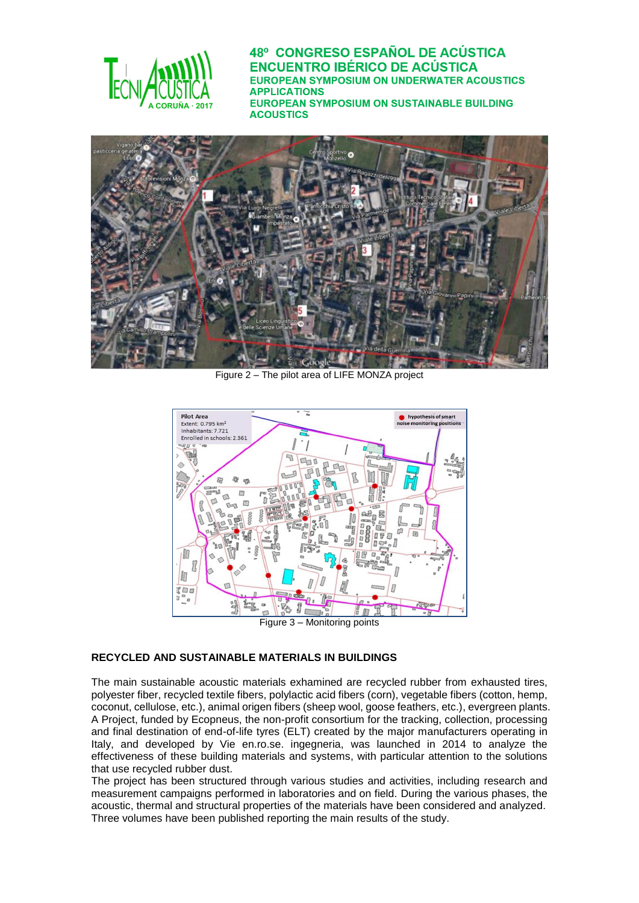Figure 2 – The pilot area of LIFE MONZA project

Figure 3 – Monitoring points

## RECYCLED AND SUSTAINABLE MATERIALS IN BUILDINGS

The main sustainable acoustic materials examined are recycled rubber from exhausted tires, polyester fiber, recycled textile fibers, polylactic acid fibers (corn), vegetable fibers (cotton, hemp, coconut, cellulose, etc.), animal origen fibers (sheep wool, goose feathers, etc.), evergreen plants. A Project, funded by Ecopneus, the non-profit consortium for the tracking, collection, processing and final destination of end-of-life tyres (ELT) created by the major manufacturers operating in Italy, and developed by Vie en.ro.se. ingegneria, was launched in 2014 to analyze the effectiveness of these building materials and systems, with particular attention to the solutions that use recycled rubber dust.

The project has been structured through various studies and activities, including research and measurement campaigns performed in laboratories and on field. During the various phases, the acoustic, thermal and structural properties of the materials have been considered and analyzed. Three volumes have been published reporting the main results of the study.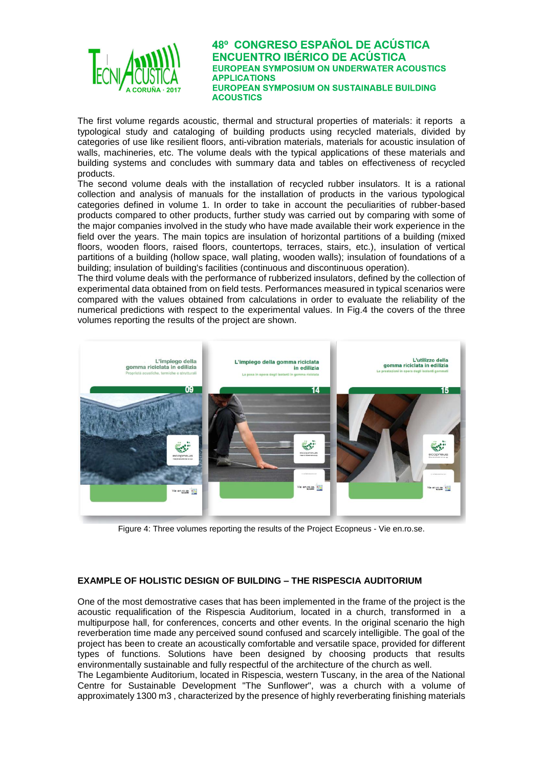The first volume regards acoustic, thermal and structural properties of materials: it reports a typological study and cataloging of building products using recycled materials, divided by categories of use like resilient floors, anti-vibration materials, materials for acoustic insulation of walls, machineries, etc. The volume deals with the typical applications of these materials and building systems and concludes with summary data and tables on effectiveness of recycled products.
The second volume deals with the installation of recycled rubber insulators. It is a rational collection and analysis of manuals for the installation of products in the various typological categories defined in volume 1. In order to take in account the peculiarities of rubber-based products compared to other products, further study was carried out by comparing with some of the major companies involved in the study who have made available their work experience in the field over the years. The main topics are insulation of horizontal partitions of a building (mixed floors, wooden floors, raised floors, countertops, terraces, stairs, etc.), insulation of vertical partitions of a building (hollow space, wall plating, wooden walls); insulation of foundations of a building; insulation of building's facilities (continuous and discontinuous operation).
The third volume deals with the performance of rubberized insulators, defined by the collection of experimental data obtained from on field tests. Performances measured in typical scenarios were compared with the values obtained from calculations in order to evaluate the reliability of the numerical predictions with respect to the experimental values. In Fig.4 the covers of the three volumes reporting the results of the project are shown.

Figure 4: Three volumes reporting the results of the Project Ecopneus - Vie en.ro.se.

## EXAMPLE OF HOLISTIC DESIGN OF BUILDING – THE RISPESCIA AUDITORIUM

One of the most demostrative cases that has been implemented in the frame of the project is the acoustic requalification of the Rispescia Auditorium, located in a church, transformed in a multipurpose hall, for conferences, concerts and other events. In the original scenario the high reverberation time made any perceived sound confused and scarcely intelligible. The goal of the project has been to create an acoustically comfortable and versatile space, provided for different types of functions. Solutions have been designed by choosing products that results environmentally sustainable and fully respectful of the architecture of the church as well.
The Legambiente Auditorium, located in Rispescia, western Tuscany, in the area of the National Centre for Sustainable Development "The Sunflower", was a church with a volume of approximately 1300 m3 , characterized by the presence of highly reverberating finishing materials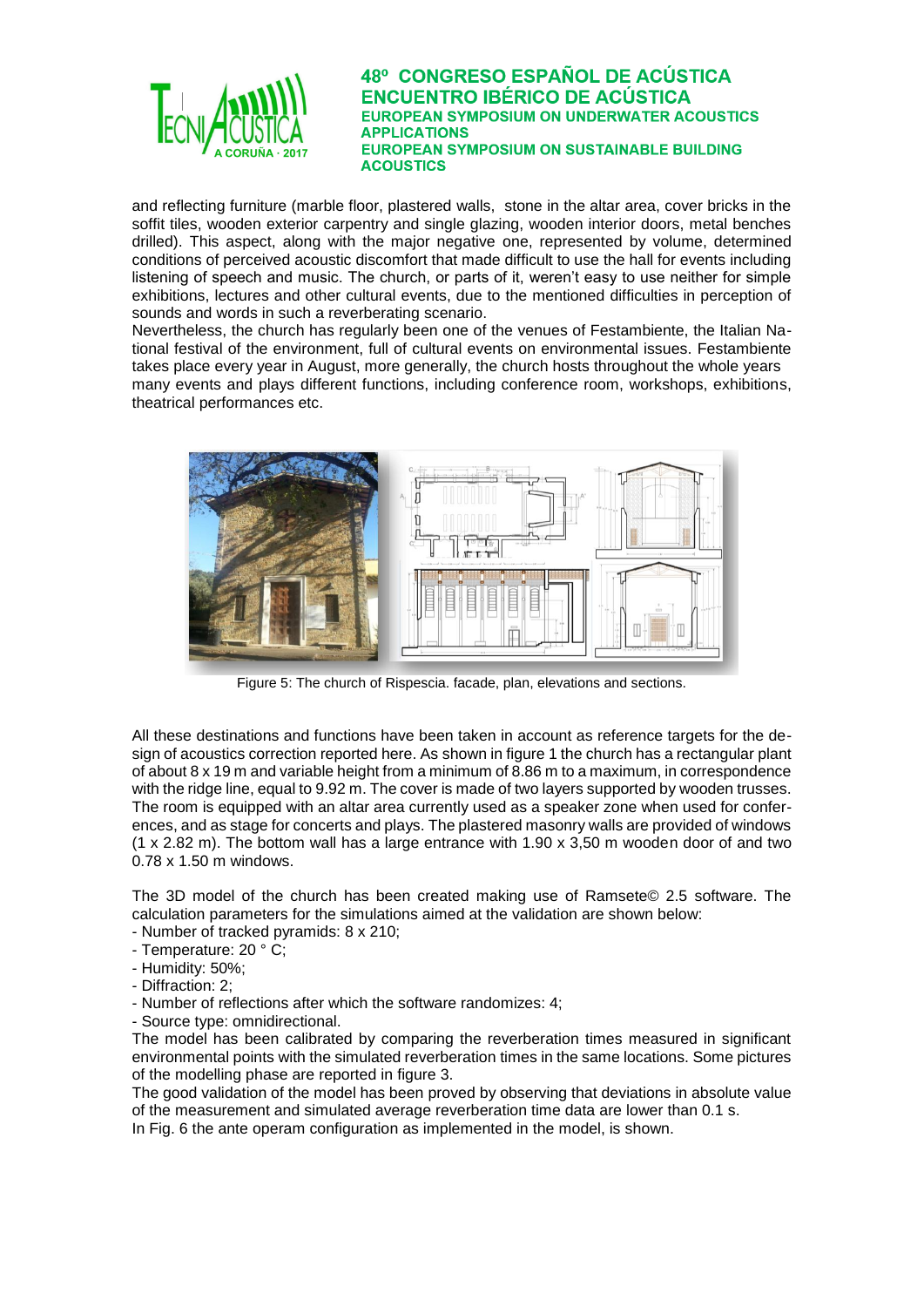and reflecting furniture (marble floor, plastered walls, stone in the altar area, cover bricks in the soffit tiles, wooden exterior carpentry and single glazing, wooden interior doors, metal benches drilled). This aspect, along with the major negative one, represented by volume, determined conditions of perceived acoustic discomfort that made difficult to use the hall for events including listening of speech and music. The church, or parts of it, weren't easy to use neither for simple exhibitions, lectures and other cultural events, due to the mentioned difficulties in perception of sounds and words in such a reverberating scenario.
Nevertheless, the church has regularly been one of the venues of Festambiente, the Italian National festival of the environment, full of cultural events on environmental issues. Festambiente takes place every year in August, more generally, the church hosts throughout the whole years many events and plays different functions, including conference room, workshops, exhibitions, theatrical performances etc.

Figure 5: The church of Rispescia. facade, plan, elevations and sections.

All these destinations and functions have been taken in account as reference targets for the design of acoustics correction reported here. As shown in figure 1 the church has a rectangular plant of about 8 x 19 m and variable height from a minimum of 8.86 m to a maximum, in correspondence with the ridge line, equal to 9.92 m. The cover is made of two layers supported by wooden trusses. The room is equipped with an altar area currently used as a speaker zone when used for conferences, and as stage for concerts and plays. The plastered masonry walls are provided of windows (1 x 2.82 m). The bottom wall has a large entrance with 1.90 x 3,50 m wooden door of and two 0.78 x 1.50 m windows.

The 3D model of the church has been created making use of Ramsete© 2.5 software. The calculation parameters for the simulations aimed at the validation are shown below:

- Number of tracked pyramids: 8 x 210;
- Temperature: 20 ° C;
- Humidity: 50%;
- Diffraction: 2;
- Number of reflections after which the software randomizes: 4;
- Source type: omnidirectional.

The model has been calibrated by comparing the reverberation times measured in significant environmental points with the simulated reverberation times in the same locations. Some pictures of the modelling phase are reported in figure 3.
The good validation of the model has been proved by observing that deviations in absolute value of the measurement and simulated average reverberation time data are lower than 0.1 s.
In Fig. 6 the ante operam configuration as implemented in the model, is shown.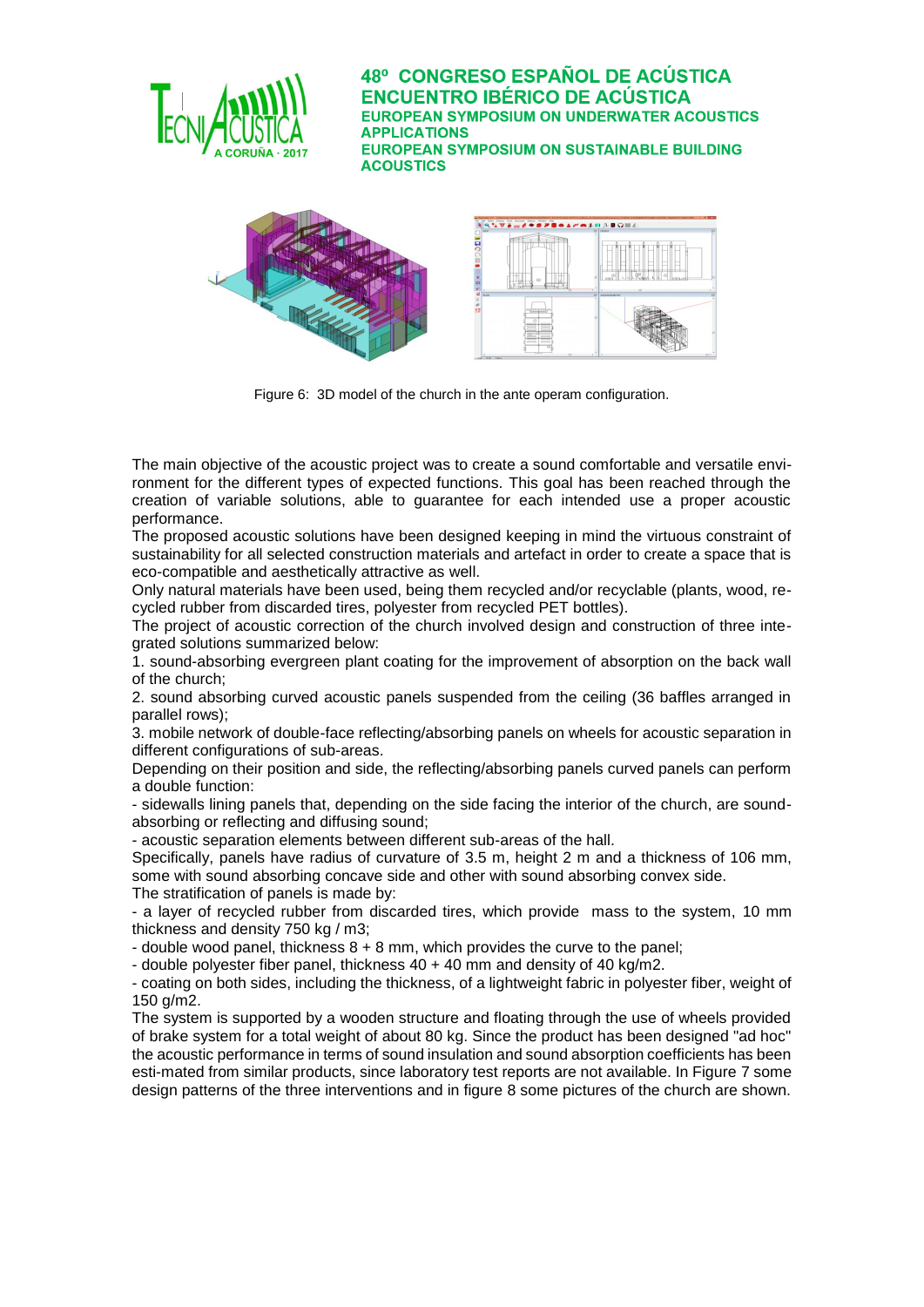Figure 6: 3D model of the church in the ante operam configuration.

The main objective of the acoustic project was to create a sound comfortable and versatile environment for the different types of expected functions. This goal has been reached through the creation of variable solutions, able to guarantee for each intended use a proper acoustic performance.
The proposed acoustic solutions have been designed keeping in mind the virtuous constraint of sustainability for all selected construction materials and artefact in order to create a space that is eco-compatible and aesthetically attractive as well.
Only natural materials have been used, being them recycled and/or recyclable (plants, wood, recycled rubber from discarded tires, polyester from recycled PET bottles).
The project of acoustic correction of the church involved design and construction of three integrated solutions summarized below:
1. sound-absorbing evergreen plant coating for the improvement of absorption on the back wall of the church;
2. sound absorbing curved acoustic panels suspended from the ceiling (36 baffles arranged in parallel rows);
3. mobile network of double-face reflecting/absorbing panels on wheels for acoustic separation in different configurations of sub-areas.
Depending on their position and side, the reflecting/absorbing panels curved panels can perform a double function:
- sidewalls lining panels that, depending on the side facing the interior of the church, are sound-absorbing or reflecting and diffusing sound;
- acoustic separation elements between different sub-areas of the hall.
Specifically, panels have radius of curvature of 3.5 m, height 2 m and a thickness of 106 mm, some with sound absorbing concave side and other with sound absorbing convex side.
The stratification of panels is made by:
- a layer of recycled rubber from discarded tires, which provide mass to the system, 10 mm thickness and density 750 kg / m3;
- double wood panel, thickness 8 + 8 mm, which provides the curve to the panel;
- double polyester fiber panel, thickness 40 + 40 mm and density of 40 kg/m2.
- coating on both sides, including the thickness, of a lightweight fabric in polyester fiber, weight of 150 g/m2.
The system is supported by a wooden structure and floating through the use of wheels provided of brake system for a total weight of about 80 kg. Since the product has been designed "ad hoc" the acoustic performance in terms of sound insulation and sound absorption coefficients has been esti-mated from similar products, since laboratory test reports are not available. In Figure 7 some design patterns of the three interventions and in figure 8 some pictures of the church are shown.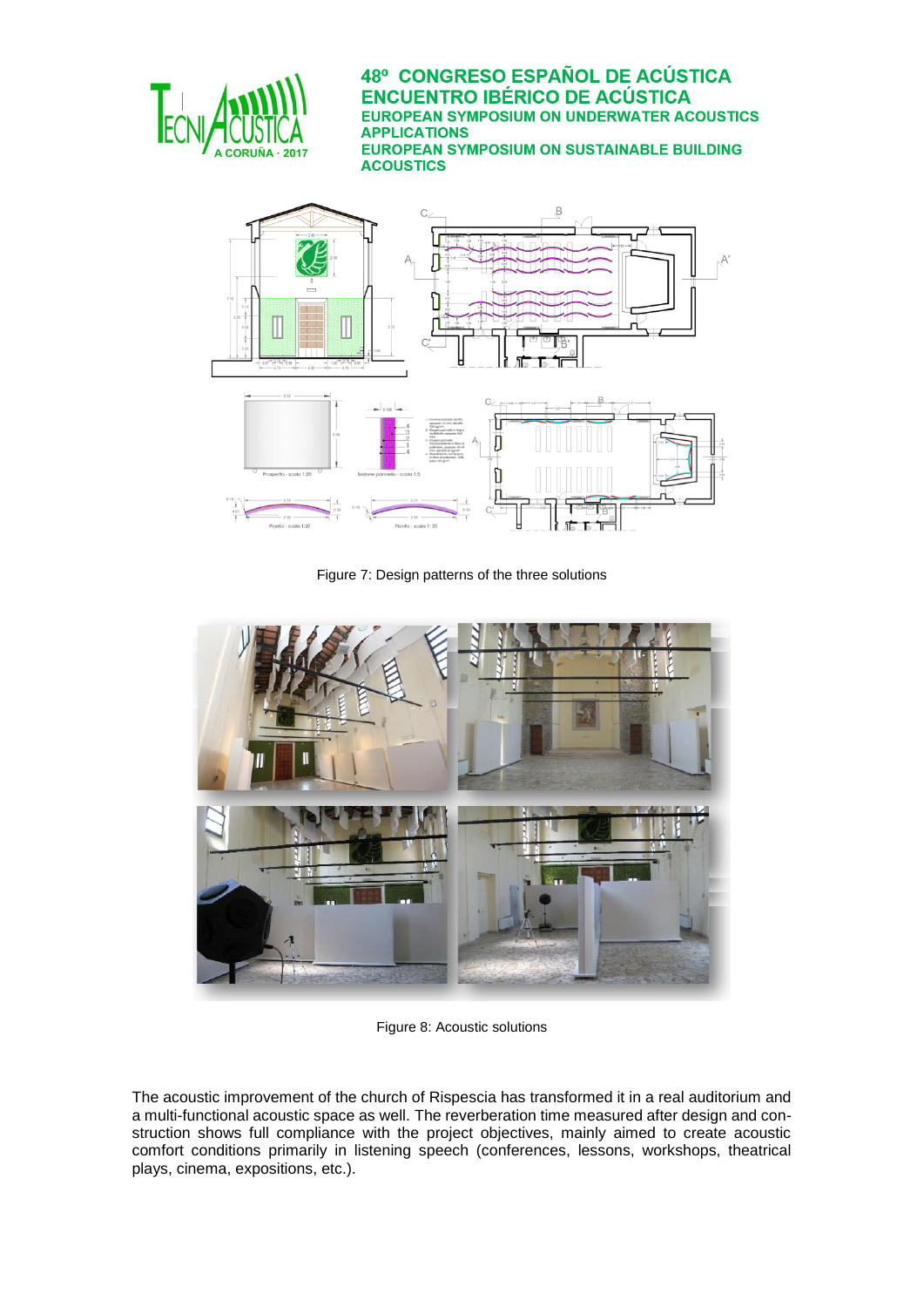Figure 7: Design patterns of the three solutions

Figure 8: Acoustic solutions

The acoustic improvement of the church of Rispescia has transformed it in a real auditorium and a multi-functional acoustic space as well. The reverberation time measured after design and construction shows full compliance with the project objectives, mainly aimed to create acoustic comfort conditions primarily in listening speech (conferences, lessons, workshops, theatrical plays, cinema, expositions, etc.).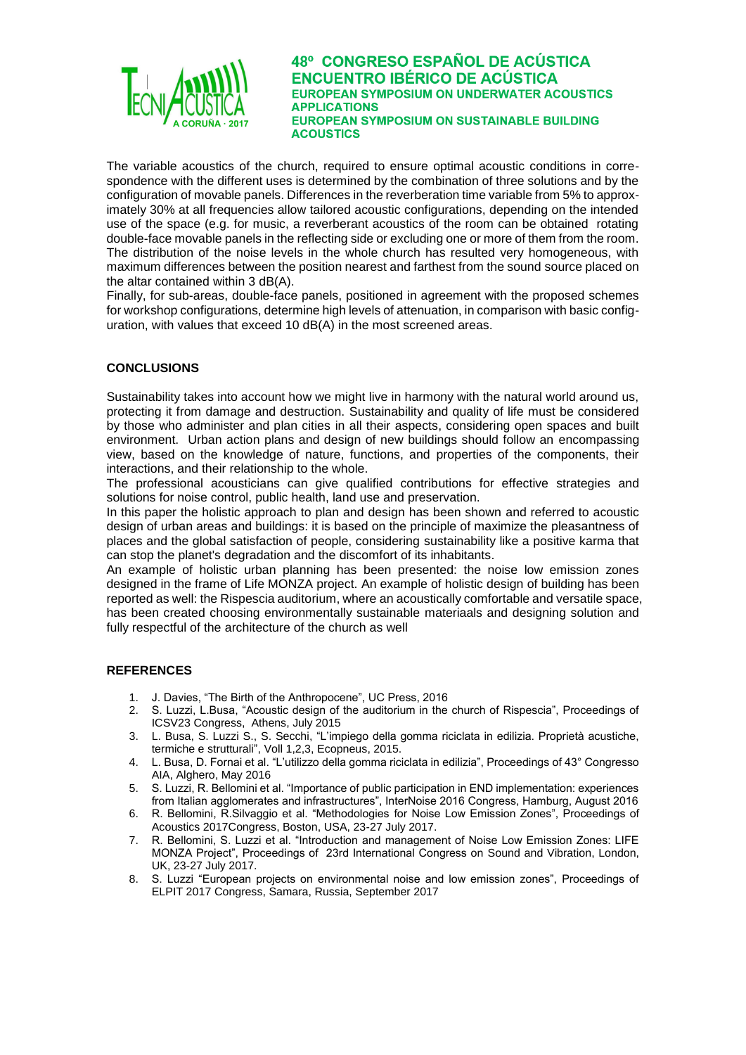The variable acoustics of the church, required to ensure optimal acoustic conditions in correspondence with the different uses is determined by the combination of three solutions and by the configuration of movable panels. Differences in the reverberation time variable from 5% to approximately 30% at all frequencies allow tailored acoustic configurations, depending on the intended use of the space (e.g. for music, a reverberant acoustics of the room can be obtained rotating double-face movable panels in the reflecting side or excluding one or more of them from the room. The distribution of the noise levels in the whole church has resulted very homogeneous, with maximum differences between the position nearest and farthest from the sound source placed on the altar contained within 3 dB(A).

Finally, for sub-areas, double-face panels, positioned in agreement with the proposed schemes for workshop configurations, determine high levels of attenuation, in comparison with basic configuration, with values that exceed 10 dB(A) in the most screened areas.

## CONCLUSIONS

Sustainability takes into account how we might live in harmony with the natural world around us, protecting it from damage and destruction. Sustainability and quality of life must be considered by those who administer and plan cities in all their aspects, considering open spaces and built environment. Urban action plans and design of new buildings should follow an encompassing view, based on the knowledge of nature, functions, and properties of the components, their interactions, and their relationship to the whole.

The professional acousticians can give qualified contributions for effective strategies and solutions for noise control, public health, land use and preservation.

In this paper the holistic approach to plan and design has been shown and referred to acoustic design of urban areas and buildings: it is based on the principle of maximize the pleasantness of places and the global satisfaction of people, considering sustainability like a positive karma that can stop the planet's degradation and the discomfort of its inhabitants.

An example of holistic urban planning has been presented: the noise low emission zones designed in the frame of Life MONZA project. An example of holistic design of building has been reported as well: the Rispescia auditorium, where an acoustically comfortable and versatile space, has been created choosing environmentally sustainable materiaals and designing solution and fully respectful of the architecture of the church as well

## REFERENCES

1. J. Davies, "The Birth of the Anthropocene", UC Press, 2016
2. S. Luzzi, L.Busa, "Acoustic design of the auditorium in the church of Rispescia", Proceedings of ICSV23 Congress, Athens, July 2015
3. L. Busa, S. Luzzi S., S. Secchi, "L'impiego della gomma riciclata in edilizia. Proprietà acustiche, termiche e strutturali", Voll 1,2,3, Ecopneus, 2015.
4. L. Busa, D. Fornai et al. "L'utilizzo della gomma riciclata in edilizia", Proceedings of 43° Congresso AIA, Alghero, May 2016
5. S. Luzzi, R. Bellomini et al. "Importance of public participation in END implementation: experiences from Italian agglomerates and infrastructures", InterNoise 2016 Congress, Hamburg, August 2016
6. R. Bellomini, R.Silvaggio et al. "Methodologies for Noise Low Emission Zones", Proceedings of Acoustics 2017Congress, Boston, USA, 23-27 July 2017.
7. R. Bellomini, S. Luzzi et al. "Introduction and management of Noise Low Emission Zones: LIFE MONZA Project", Proceedings of 23rd International Congress on Sound and Vibration, London, UK, 23-27 July 2017.
8. S. Luzzi "European projects on environmental noise and low emission zones", Proceedings of ELPIT 2017 Congress, Samara, Russia, September 2017